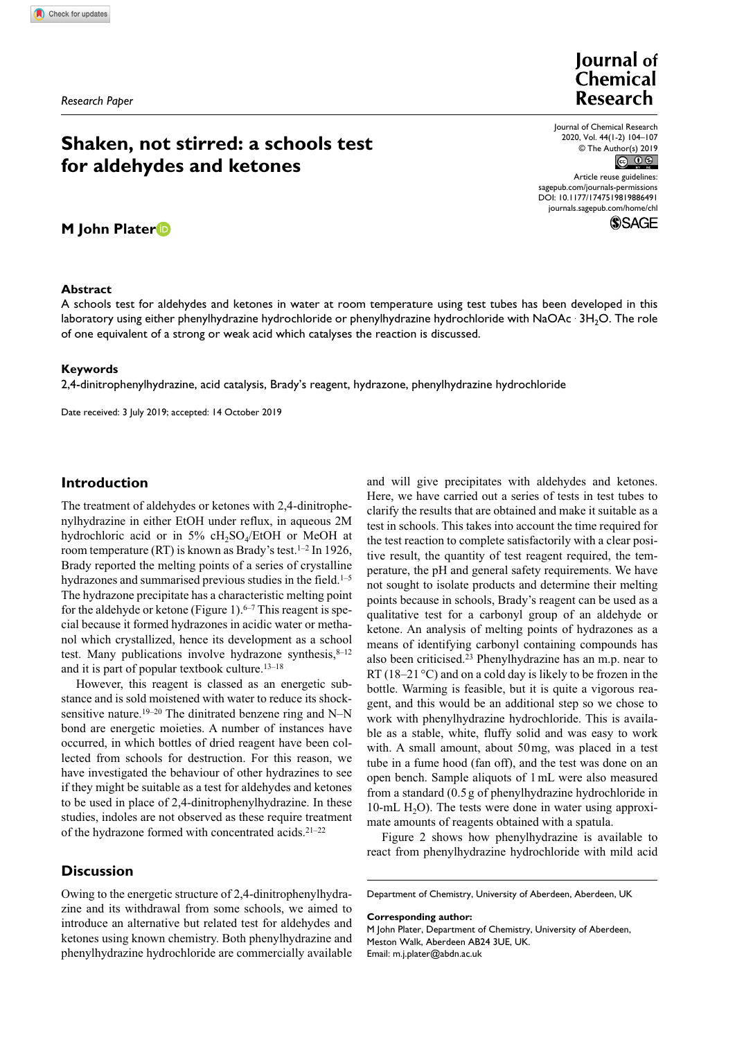*Research Paper*

# Shaken, not stirred: a schools test for aldehydes and ketones

**M John Plater**

## Abstract

A schools test for aldehydes and ketones in water at room temperature using test tubes has been developed in this laboratory using either phenylhydrazine hydrochloride or phenylhydrazine hydrochloride with NaOAc · $3H_2O$. The role of one equivalent of a strong or weak acid which catalyses the reaction is discussed.

## Keywords

2,4-dinitrophenylhydrazine, acid catalysis, Brady's reagent, hydrazone, phenylhydrazine hydrochloride

Date received: 3 July 2019; accepted: 14 October 2019

## Introduction

The treatment of aldehydes or ketones with 2,4-dinitrophenylhydrazine in either EtOH under reflux, in aqueous 2M hydrochloric acid or in 5% $cH_2SO_4$/EtOH or MeOH at room temperature (RT) is known as Brady's test.[1–2] In 1926, Brady reported the melting points of a series of crystalline hydrazones and summarised previous studies in the field.[1–5] The hydrazone precipitate has a characteristic melting point for the aldehyde or ketone (Figure 1).[6–7] This reagent is special because it formed hydrazones in acidic water or methanol which crystallized, hence its development as a school test. Many publications involve hydrazone synthesis,[8–12] and it is part of popular textbook culture.[13–18]

However, this reagent is classed as an energetic substance and is sold moistened with water to reduce its shock-sensitive nature.[19–20] The dinitrated benzene ring and N–N bond are energetic moieties. A number of instances have occurred, in which bottles of dried reagent have been collected from schools for destruction. For this reason, we have investigated the behaviour of other hydrazines to see if they might be suitable as a test for aldehydes and ketones to be used in place of 2,4-dinitrophenylhydrazine. In these studies, indoles are not observed as these require treatment of the hydrazone formed with concentrated acids.[21–22]

## Discussion

Owing to the energetic structure of 2,4-dinitrophenylhydrazine and its withdrawal from some schools, we aimed to introduce an alternative but related test for aldehydes and ketones using known chemistry. Both phenylhydrazine and phenylhydrazine hydrochloride are commercially available and will give precipitates with aldehydes and ketones. Here, we have carried out a series of tests in test tubes to clarify the results that are obtained and make it suitable as a test in schools. This takes into account the time required for the test reaction to complete satisfactorily with a clear positive result, the quantity of test reagent required, the temperature, the pH and general safety requirements. We have not sought to isolate products and determine their melting points because in schools, Brady's reagent can be used as a qualitative test for a carbonyl group of an aldehyde or ketone. An analysis of melting points of hydrazones as a means of identifying carbonyl containing compounds has also been criticised.[23] Phenylhydrazine has an m.p. near to RT (18–21 °C) and on a cold day is likely to be frozen in the bottle. Warming is feasible, but it is quite a vigorous reagent, and this would be an additional step so we chose to work with phenylhydrazine hydrochloride. This is available as a stable, white, fluffy solid and was easy to work with. A small amount, about 50 mg, was placed in a test tube in a fume hood (fan off), and the test was done on an open bench. Sample aliquots of 1 mL were also measured from a standard (0.5 g of phenylhydrazine hydrochloride in 10-mL $H_2O$). The tests were done in water using approximate amounts of reagents obtained with a spatula.

Figure 2 shows how phenylhydrazine is available to react from phenylhydrazine hydrochloride with mild acid

Department of Chemistry, University of Aberdeen, Aberdeen, UK

**Corresponding author:**
M John Plater, Department of Chemistry, University of Aberdeen, Meston Walk, Aberdeen AB24 3UE, UK.
Email: m.j.plater@abdn.ac.uk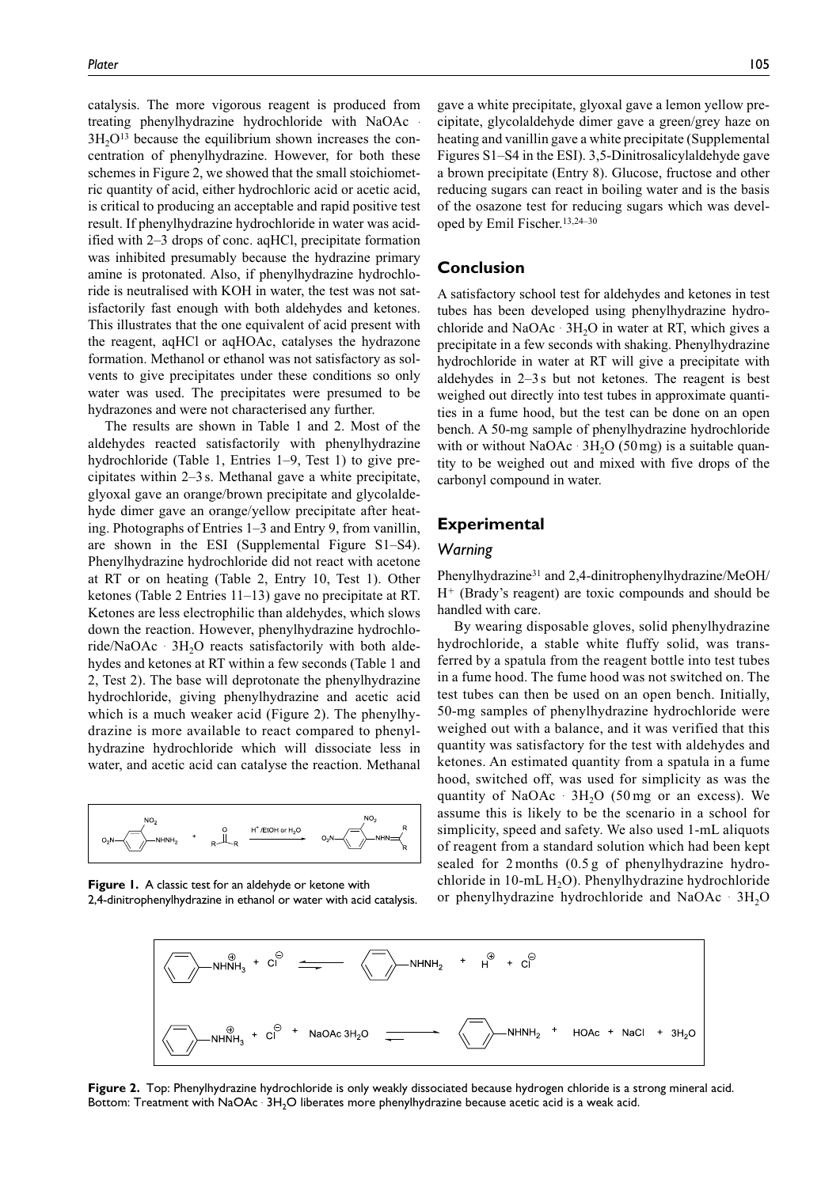catalysis. The more vigorous reagent is produced from treating phenylhydrazine hydrochloride with NaOAc · $3H_2O$[13] because the equilibrium shown increases the concentration of phenylhydrazine. However, for both these schemes in Figure 2, we showed that the small stoichiometric quantity of acid, either hydrochloric acid or acetic acid, is critical to producing an acceptable and rapid positive test result. If phenylhydrazine hydrochloride in water was acidified with 2–3 drops of conc. aqHCl, precipitate formation was inhibited presumably because the hydrazine primary amine is protonated. Also, if phenylhydrazine hydrochloride is neutralised with KOH in water, the test was not satisfactorily fast enough with both aldehydes and ketones. This illustrates that the one equivalent of acid present with the reagent, aqHCl or aqHOAc, catalyses the hydrazone formation. Methanol or ethanol was not satisfactory as solvents to give precipitates under these conditions so only water was used. The precipitates were presumed to be hydrazones and were not characterised any further.

The results are shown in Table 1 and 2. Most of the aldehydes reacted satisfactorily with phenylhydrazine hydrochloride (Table 1, Entries 1–9, Test 1) to give precipitates within 2–3 s. Methanal gave a white precipitate, glyoxal gave an orange/brown precipitate and glycolaldehyde dimer gave an orange/yellow precipitate after heating. Photographs of Entries 1–3 and Entry 9, from vanillin, are shown in the ESI (Supplemental Figure S1–S4). Phenylhydrazine hydrochloride did not react with acetone at RT or on heating (Table 2, Entry 10, Test 1). Other ketones (Table 2 Entries 11–13) gave no precipitate at RT. Ketones are less electrophilic than aldehydes, which slows down the reaction. However, phenylhydrazine hydrochloride/NaOAc · $3H_2O$ reacts satisfactorily with both aldehydes and ketones at RT within a few seconds (Table 1 and 2, Test 2). The base will deprotonate the phenylhydrazine hydrochloride, giving phenylhydrazine and acetic acid which is a much weaker acid (Figure 2). The phenylhydrazine is more available to react compared to phenylhydrazine hydrochloride which will dissociate less in water, and acetic acid can catalyse the reaction. Methanal gave a white precipitate, glyoxal gave a lemon yellow precipitate, glycolaldehyde dimer gave a green/grey haze on heating and vanillin gave a white precipitate (Supplemental Figures S1–S4 in the ESI). 3,5-Dinitrosalicylaldehyde gave a brown precipitate (Entry 8). Glucose, fructose and other reducing sugars can react in boiling water and is the basis of the osazone test for reducing sugars which was developed by Emil Fischer.[13,24–30]

Figure 1. A classic test for an aldehyde or ketone with 2,4-dinitrophenylhydrazine in ethanol or water with acid catalysis.

## Conclusion

A satisfactory school test for aldehydes and ketones in test tubes has been developed using phenylhydrazine hydrochloride and NaOAc · $3H_2O$ in water at RT, which gives a precipitate in a few seconds with shaking. Phenylhydrazine hydrochloride in water at RT will give a precipitate with aldehydes in 2–3 s but not ketones. The reagent is best weighed out directly into test tubes in approximate quantities in a fume hood, but the test can be done on an open bench. A 50-mg sample of phenylhydrazine hydrochloride with or without NaOAc · $3H_2O$ (50 mg) is a suitable quantity to be weighed out and mixed with five drops of the carbonyl compound in water.

## Experimental

### *Warning*

Phenylhydrazine[31] and 2,4-dinitrophenylhydrazine/MeOH/$H^+$ (Brady's reagent) are toxic compounds and should be handled with care.

By wearing disposable gloves, solid phenylhydrazine hydrochloride, a stable white fluffy solid, was transferred by a spatula from the reagent bottle into test tubes in a fume hood. The fume hood was not switched on. The test tubes can then be used on an open bench. Initially, 50-mg samples of phenylhydrazine hydrochloride were weighed out with a balance, and it was verified that this quantity was satisfactory for the test with aldehydes and ketones. An estimated quantity from a spatula in a fume hood, switched off, was used for simplicity as was the quantity of NaOAc · $3H_2O$ (50 mg or an excess). We assume this is likely to be the scenario in a school for simplicity, speed and safety. We also used 1-mL aliquots of reagent from a standard solution which had been kept sealed for 2 months (0.5 g of phenylhydrazine hydrochloride in 10-mL $H_2O$). Phenylhydrazine hydrochloride or phenylhydrazine hydrochloride and NaOAc · $3H_2O$

Figure 2. Top: Phenylhydrazine hydrochloride is only weakly dissociated because hydrogen chloride is a strong mineral acid. Bottom: Treatment with NaOAc · $3H_2O$ liberates more phenylhydrazine because acetic acid is a weak acid.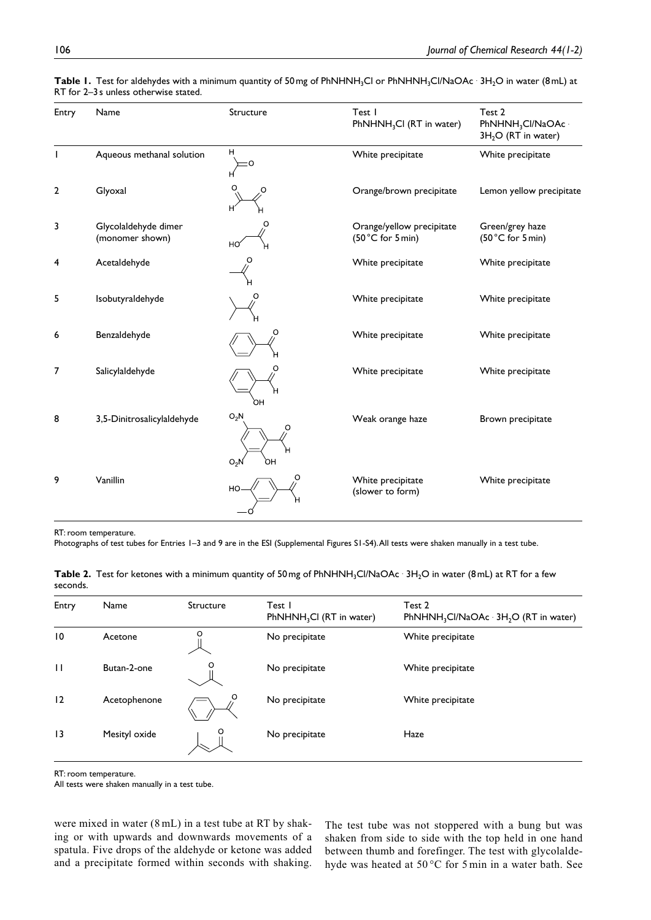**Table 1.** Test for aldehydes with a minimum quantity of 50 mg of $PhNHNH_3Cl$ or $PhNHNH_3Cl/NaOAc \cdot 3H_2O$ in water (8 mL) at RT for 2–3 s unless otherwise stated.

| Entry | Name | Structure | Test 1 $PhNHNH_3Cl$ (RT in water) | Test 2 $PhNHNH_3Cl/NaOAc \cdot 3H_2O$ (RT in water) |
|---|---|---|---|---|
| 1 | Aqueous methanal solution | | White precipitate | White precipitate |
| 2 | Glyoxal | | Orange/brown precipitate | Lemon yellow precipitate |
| 3 | Glycolaldehyde dimer (monomer shown) | | Orange/yellow precipitate (50 °C for 5 min) | Green/grey haze (50 °C for 5 min) |
| 4 | Acetaldehyde | | White precipitate | White precipitate |
| 5 | Isobutyraldehyde | | White precipitate | White precipitate |
| 6 | Benzaldehyde | | White precipitate | White precipitate |
| 7 | Salicylaldehyde | | White precipitate | White precipitate |
| 8 | 3,5-Dinitrosalicylaldehyde | | Weak orange haze | Brown precipitate |
| 9 | Vanillin | | White precipitate (slower to form) | White precipitate |

RT: room temperature.
Photographs of test tubes for Entries 1–3 and 9 are in the ESI (Supplemental Figures S1-S4). All tests were shaken manually in a test tube.

**Table 2.** Test for ketones with a minimum quantity of 50 mg of $PhNHNH_3Cl/NaOAc \cdot 3H_2O$ in water (8 mL) at RT for a few seconds.

| Entry | Name | Structure | Test 1 $PhNHNH_3Cl$ (RT in water) | Test 2 $PhNHNH_3Cl/NaOAc \cdot 3H_2O$ (RT in water) |
|---|---|---|---|---|
| 10 | Acetone | | No precipitate | White precipitate |
| 11 | Butan-2-one | | No precipitate | White precipitate |
| 12 | Acetophenone | | No precipitate | White precipitate |
| 13 | Mesityl oxide | | No precipitate | Haze |

RT: room temperature.
All tests were shaken manually in a test tube.

were mixed in water (8 mL) in a test tube at RT by shaking or with upwards and downwards movements of a spatula. Five drops of the aldehyde or ketone was added and a precipitate formed within seconds with shaking. The test tube was not stoppered with a bung but was shaken from side to side with the top held in one hand between thumb and forefinger. The test with glycolaldehyde was heated at 50 °C for 5 min in a water bath. See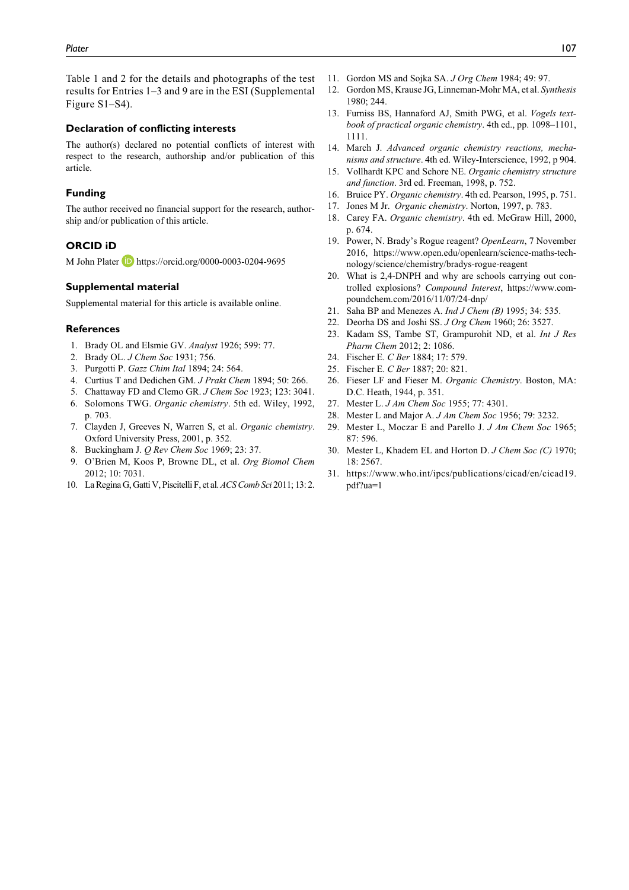Table 1 and 2 for the details and photographs of the test results for Entries 1–3 and 9 are in the ESI (Supplemental Figure S1–S4).

### Declaration of conflicting interests

The author(s) declared no potential conflicts of interest with respect to the research, authorship and/or publication of this article.

### Funding

The author received no financial support for the research, authorship and/or publication of this article.

### ORCID iD

M John Plater https://orcid.org/0000-0003-0204-9695

### Supplemental material

Supplemental material for this article is available online.

### References

1. Brady OL and Elsmie GV. *Analyst* 1926; 599: 77.
2. Brady OL. *J Chem Soc* 1931; 756.
3. Purgotti P. *Gazz Chim Ital* 1894; 24: 564.
4. Curtius T and Dedichen GM. *J Prakt Chem* 1894; 50: 266.
5. Chattaway FD and Clemo GR. *J Chem Soc* 1923; 123: 3041.
6. Solomons TWG. *Organic chemistry*. 5th ed. Wiley, 1992, p. 703.
7. Clayden J, Greeves N, Warren S, et al. *Organic chemistry*. Oxford University Press, 2001, p. 352.
8. Buckingham J. *Q Rev Chem Soc* 1969; 23: 37.
9. O'Brien M, Koos P, Browne DL, et al. *Org Biomol Chem* 2012; 10: 7031.
10. La Regina G, Gatti V, Piscitelli F, et al. *ACS Comb Sci* 2011; 13: 2.
11. Gordon MS and Sojka SA. *J Org Chem* 1984; 49: 97.
12. Gordon MS, Krause JG, Linneman-Mohr MA, et al. *Synthesis* 1980; 244.
13. Furniss BS, Hannaford AJ, Smith PWG, et al. *Vogels textbook of practical organic chemistry*. 4th ed., pp. 1098–1101, 1111.
14. March J. *Advanced organic chemistry reactions, mechanisms and structure*. 4th ed. Wiley-Interscience, 1992, p 904.
15. Vollhardt KPC and Schore NE. *Organic chemistry structure and function*. 3rd ed. Freeman, 1998, p. 752.
16. Bruice PY. *Organic chemistry*. 4th ed. Pearson, 1995, p. 751.
17. Jones M Jr. *Organic chemistry*. Norton, 1997, p. 783.
18. Carey FA. *Organic chemistry*. 4th ed. McGraw Hill, 2000, p. 674.
19. Power, N. Brady's Rogue reagent? *OpenLearn*, 7 November 2016, https://www.open.edu/openlearn/science-maths-technology/science/chemistry/bradys-rogue-reagent
20. What is 2,4-DNPH and why are schools carrying out controlled explosions? *Compound Interest*, https://www.compoundchem.com/2016/11/07/24-dnp/
21. Saha BP and Menezes A. *Ind J Chem (B)* 1995; 34: 535.
22. Deorha DS and Joshi SS. *J Org Chem* 1960; 26: 3527.
23. Kadam SS, Tambe ST, Grampurohit ND, et al. *Int J Res Pharm Chem* 2012; 2: 1086.
24. Fischer E. *C Ber* 1884; 17: 579.
25. Fischer E. *C Ber* 1887; 20: 821.
26. Fieser LF and Fieser M. *Organic Chemistry*. Boston, MA: D.C. Heath, 1944, p. 351.
27. Mester L. *J Am Chem Soc* 1955; 77: 4301.
28. Mester L and Major A. *J Am Chem Soc* 1956; 79: 3232.
29. Mester L, Moczar E and Parello J. *J Am Chem Soc* 1965; 87: 596.
30. Mester L, Khadem EL and Horton D. *J Chem Soc (C)* 1970; 18: 2567.
31. https://www.who.int/ipcs/publications/cicad/en/cicad19.pdf?ua=1